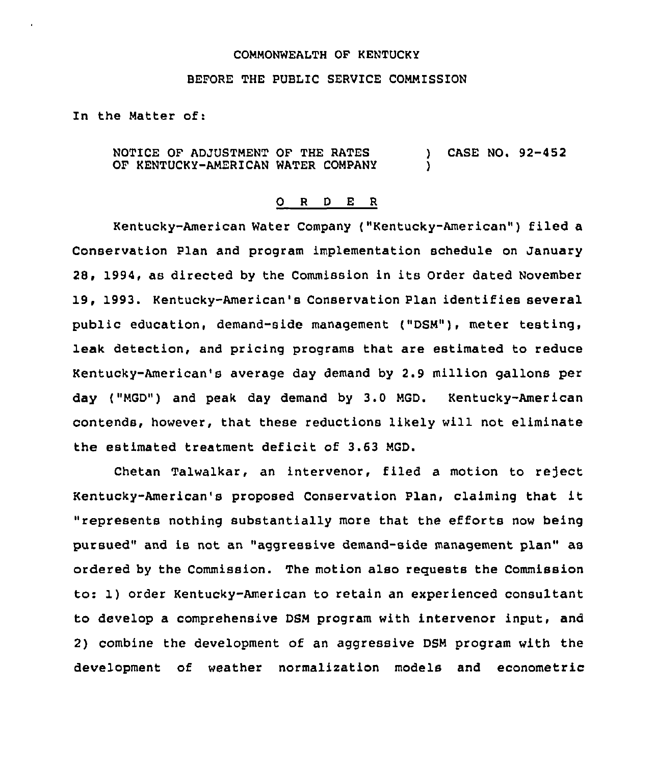COMMONWEALTH OF KENTUCKY

BEFORE THE PUBLIC SERVICE COMMISSION

In the Matter of:

NOTICE OF ADJUSTMENT OF THE RATES OF KENTUCKY-AMERICAN WATER COMPANY ) CASE NO. 92-452

# O R D E R

Kentucky-American Water Company ("Kentucky-American") filed a Conservation Plan and program implementation schedule on January 28, 1994, as directed by the Commission in its Order dated November 19, 1993. Kentucky-American's Conservation Plan identifies several public education, demand-side management ("DSM"), meter testing, leak detection, and pricing programs that are estimated to reduce Kentucky-American's average day demand by 2.9 million gallons per day ("MGD") and peak day demand by 3.0 MGD. Kentucky-American contends, however, that these reductions likely will not eliminate the estimated treatment deficit of 3.63 MGD.

Chetan Talwalkar, an intervenor, filed a motion to reject Kentucky-American's proposed Conservation Plan, claiming that it "represents nothing substantially more that the efforts now being pursued" and is not an "aggressive demand-side management plan" as ordered by the Commission. The motion also requests the Commission to: 1) order Kentucky-American to retain an experienced consultant to develop a comprehensive DSM program with intervenor input, and 2) combine the development of an aggressive DSM program with the development of weather normalization models and econometric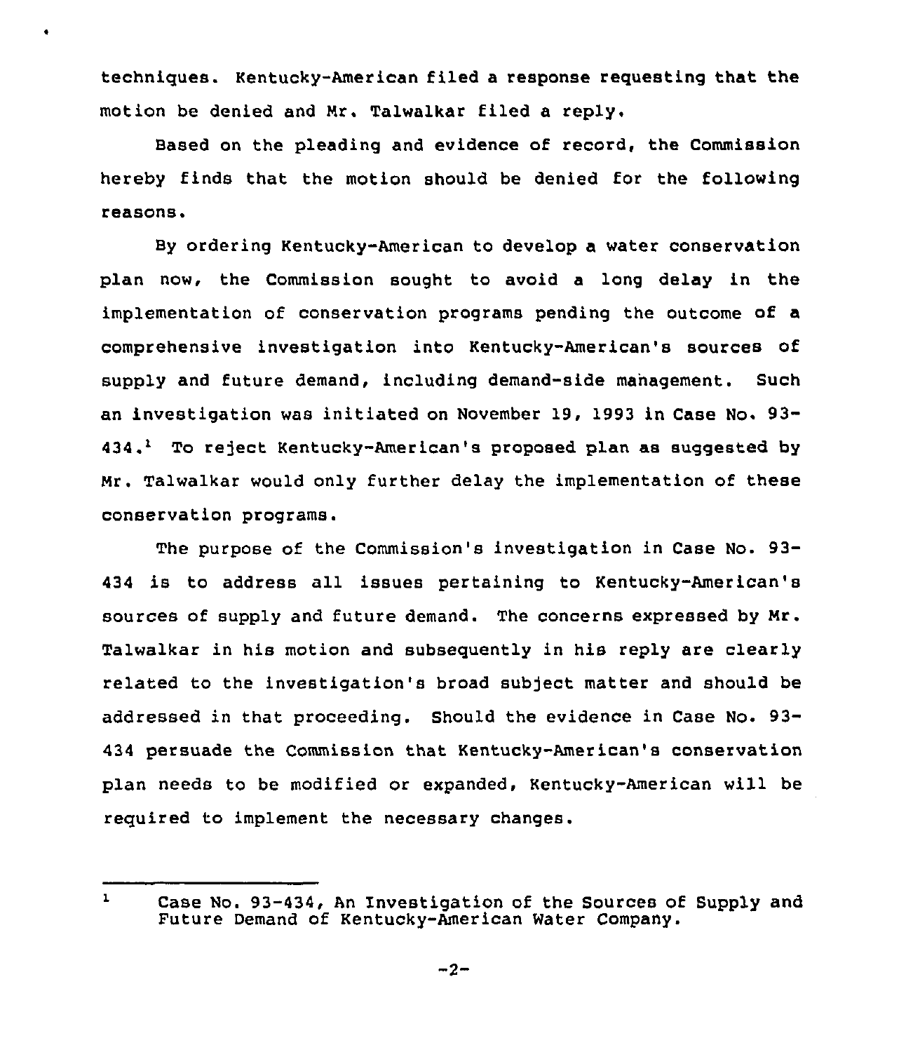techniques. Kentucky-American filed a response requesting that the motion be denied and Mr. Talwalkar filed a reply.

Based on the pleading and evidence of record, the Commission hereby finds that the motion should be denied for the following reasons.

By ordering Kentucky-American to develop a water conservation plan now, the Commission sought to avoid a long delay in the implementation of conservation programs pending the outcome of a comprehensive investigation into Kentucky-American's sources of supply and future demand, including demand-side management. Such an investigation was initiated on November 19, 1993 in Case No. 93-434.[1] To reject Kentucky-American's proposed plan as suggested by Mr. Talwalkar would only further delay the implementation of these conservation programs.

The purpose of the Commission's investigation in Case No. 93-434 is to address all issues pertaining to Kentucky-American's sources of supply and future demand. The concerns expressed by Mr. Talwalkar in his motion and subsequently in his reply are clearly related to the investigation's broad subject matter and should be addressed in that proceeding. Should the evidence in Case No. 93-434 persuade the Commission that Kentucky-American's conservation plan needs to be modified or expanded, Kentucky-American will be required to implement the necessary changes.

---

[1] Case No. 93-434, An Investigation of the Sources of Supply and Future Demand of Kentucky-American Water Company.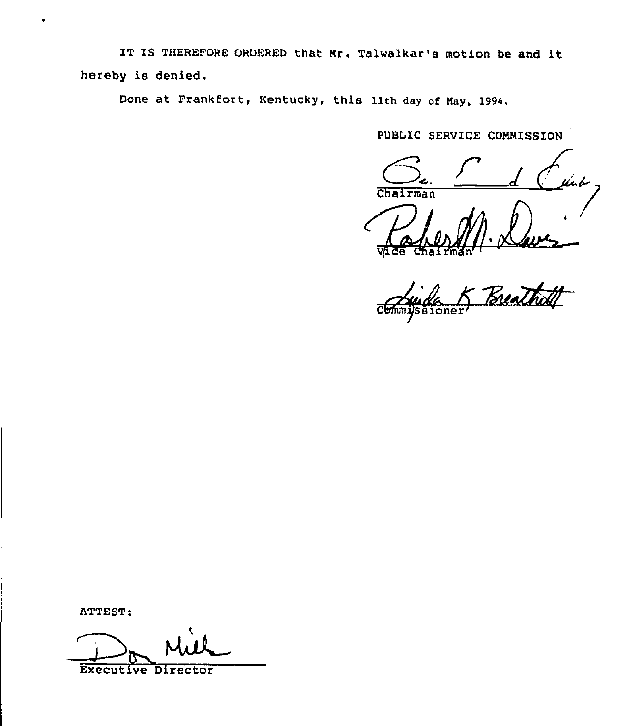IT IS THEREFORE ORDERED that Mr. Talwalkar's motion be and it hereby is denied.

Done at Frankfort, Kentucky, this 11th day of May, 1994.

PUBLIC SERVICE COMMISSION

Chairman

Vice Chairman

Commissioner

ATTEST:

Executive Director